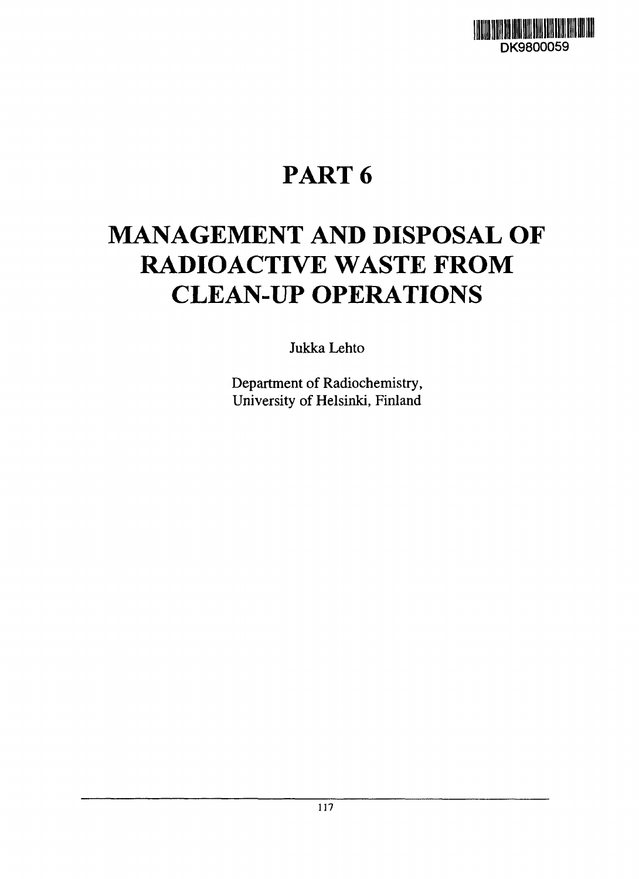DK9800059

# PART 6

# MANAGEMENT AND DISPOSAL OF RADIOACTIVE WASTE FROM CLEAN-UP OPERATIONS

Jukka Lehto

Department of Radiochemistry,
University of Helsinki, Finland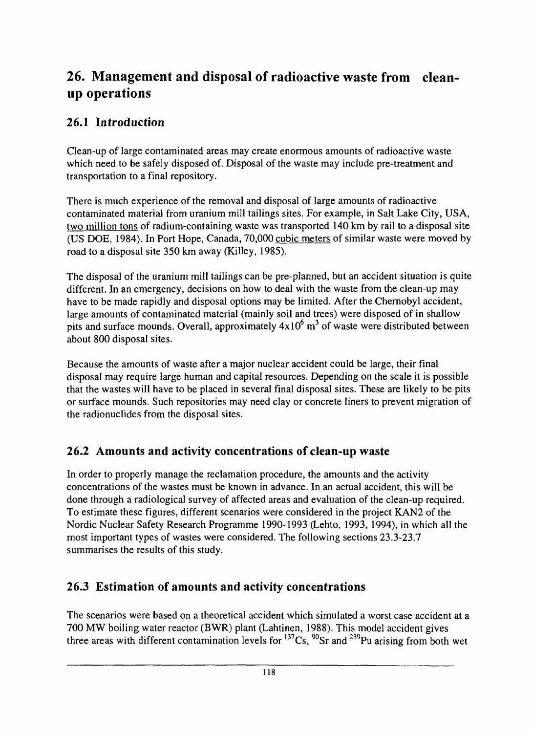# 26. Management and disposal of radioactive waste from clean-up operations

## 26.1 Introduction

Clean-up of large contaminated areas may create enormous amounts of radioactive waste which need to be safely disposed of. Disposal of the waste may include pre-treatment and transportation to a final repository.

There is much experience of the removal and disposal of large amounts of radioactive contaminated material from uranium mill tailings sites. For example, in Salt Lake City, USA, two million tons of radium-containing waste was transported 140 km by rail to a disposal site (US DOE, 1984). In Port Hope, Canada, 70,000 cubic meters of similar waste were moved by road to a disposal site 350 km away (Killey, 1985).

The disposal of the uranium mill tailings can be pre-planned, but an accident situation is quite different. In an emergency, decisions on how to deal with the waste from the clean-up may have to be made rapidly and disposal options may be limited. After the Chernobyl accident, large amounts of contaminated material (mainly soil and trees) were disposed of in shallow pits and surface mounds. Overall, approximately $4 \times 10^6$ $m^3$ of waste were distributed between about 800 disposal sites.

Because the amounts of waste after a major nuclear accident could be large, their final disposal may require large human and capital resources. Depending on the scale it is possible that the wastes will have to be placed in several final disposal sites. These are likely to be pits or surface mounds. Such repositories may need clay or concrete liners to prevent migration of the radionuclides from the disposal sites.

## 26.2 Amounts and activity concentrations of clean-up waste

In order to properly manage the reclamation procedure, the amounts and the activity concentrations of the wastes must be known in advance. In an actual accident, this will be done through a radiological survey of affected areas and evaluation of the clean-up required. To estimate these figures, different scenarios were considered in the project KAN2 of the Nordic Nuclear Safety Research Programme 1990-1993 (Lehto, 1993, 1994), in which all the most important types of wastes were considered. The following sections 23.3-23.7 summarises the results of this study.

## 26.3 Estimation of amounts and activity concentrations

The scenarios were based on a theoretical accident which simulated a worst case accident at a 700 MW boiling water reactor (BWR) plant (Lahtinen, 1988). This model accident gives three areas with different contamination levels for $^{137}Cs$, $^{90}Sr$ and $^{239}Pu$ arising from both wet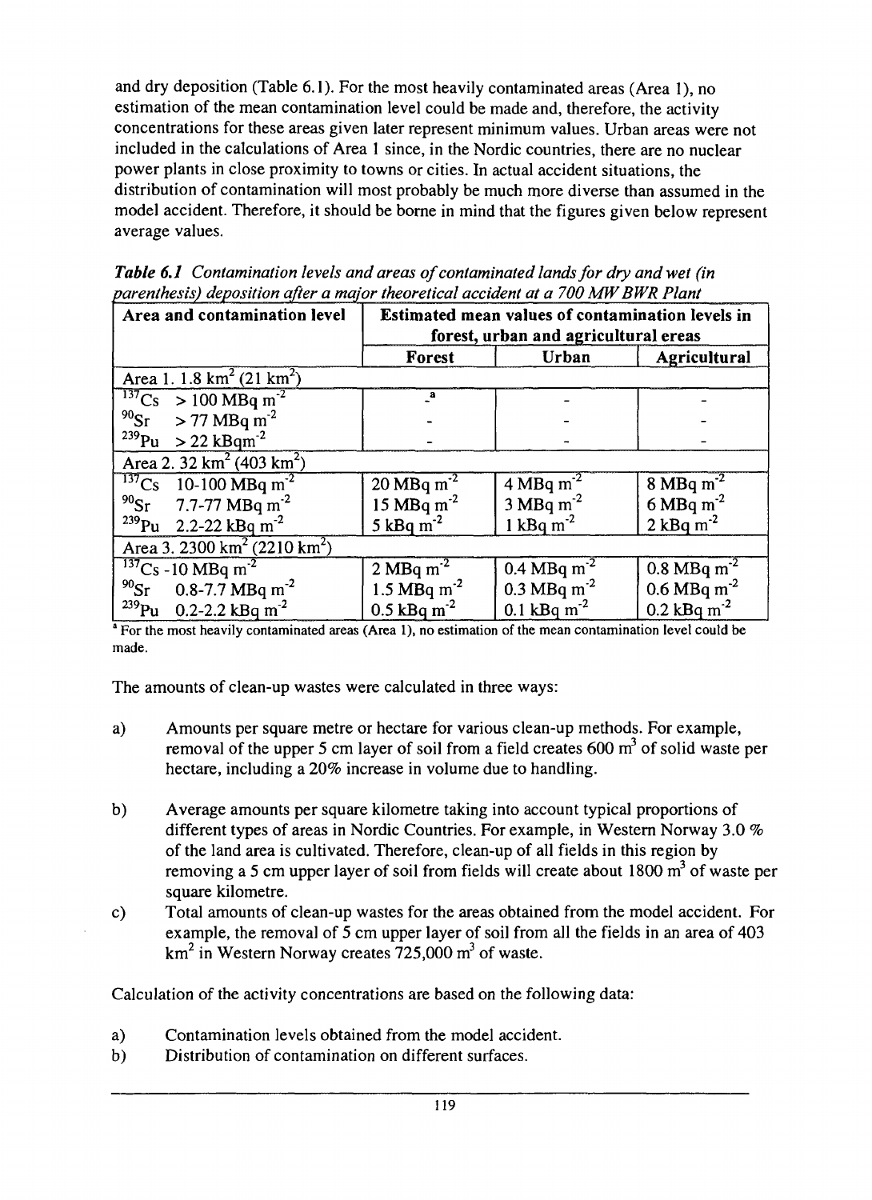and dry deposition (Table 6.1). For the most heavily contaminated areas (Area 1), no estimation of the mean contamination level could be made and, therefore, the activity concentrations for these areas given later represent minimum values. Urban areas were not included in the calculations of Area 1 since, in the Nordic countries, there are no nuclear power plants in close proximity to towns or cities. In actual accident situations, the distribution of contamination will most probably be much more diverse than assumed in the model accident. Therefore, it should be borne in mind that the figures given below represent average values.

***Table 6.1** Contamination levels and areas of contaminated lands for dry and wet (in parenthesis) deposition after a major theoretical accident at a 700 MW BWR Plant*

| Area and contamination level | Estimated mean values of contamination levels in forest, urban and agricultural ereas | | |
|---|---|---|---|
| | **Forest** | **Urban** | **Agricultural** |
| Area 1. 1.8 $km^2$ (21 $km^2$) | | | |
| $^{137}Cs$ > 100 MBq $m^{-2}$ | -[a] | - | - |
| $^{90}Sr$ > 77 MBq $m^{-2}$ | - | - | - |
| $^{239}Pu$ > 22 kBq$m^{-2}$ | - | - | - |
| Area 2. 32 $km^2$ (403 $km^2$) | | | |
| $^{137}Cs$ 10-100 MBq $m^{-2}$ | 20 MBq $m^{-2}$ | 4 MBq $m^{-2}$ | 8 MBq $m^{-2}$ |
| $^{90}Sr$ 7.7-77 MBq $m^{-2}$ | 15 MBq $m^{-2}$ | 3 MBq $m^{-2}$ | 6 MBq $m^{-2}$ |
| $^{239}Pu$ 2.2-22 kBq $m^{-2}$ | 5 kBq $m^{-2}$ | 1 kBq $m^{-2}$ | 2 kBq $m^{-2}$ |
| Area 3. 2300 $km^2$ (2210 $km^2$) | | | |
| $^{137}Cs$ -10 MBq $m^{-2}$ | 2 MBq $m^{-2}$ | 0.4 MBq $m^{-2}$ | 0.8 MBq $m^{-2}$ |
| $^{90}Sr$ 0.8-7.7 MBq $m^{-2}$ | 1.5 MBq $m^{-2}$ | 0.3 MBq $m^{-2}$ | 0.6 MBq $m^{-2}$ |
| $^{239}Pu$ 0.2-2.2 kBq $m^{-2}$ | 0.5 kBq $m^{-2}$ | 0.1 kBq $m^{-2}$ | 0.2 kBq $m^{-2}$ |

[a] For the most heavily contaminated areas (Area 1), no estimation of the mean contamination level could be made.

The amounts of clean-up wastes were calculated in three ways:

a) Amounts per square metre or hectare for various clean-up methods. For example, removal of the upper 5 cm layer of soil from a field creates 600 $m^3$ of solid waste per hectare, including a 20% increase in volume due to handling.

b) Average amounts per square kilometre taking into account typical proportions of different types of areas in Nordic Countries. For example, in Western Norway 3.0 % of the land area is cultivated. Therefore, clean-up of all fields in this region by removing a 5 cm upper layer of soil from fields will create about 1800 $m^3$ of waste per square kilometre.

c) Total amounts of clean-up wastes for the areas obtained from the model accident. For example, the removal of 5 cm upper layer of soil from all the fields in an area of 403 $km^2$ in Western Norway creates 725,000 $m^3$ of waste.

Calculation of the activity concentrations are based on the following data:

a) Contamination levels obtained from the model accident.
b) Distribution of contamination on different surfaces.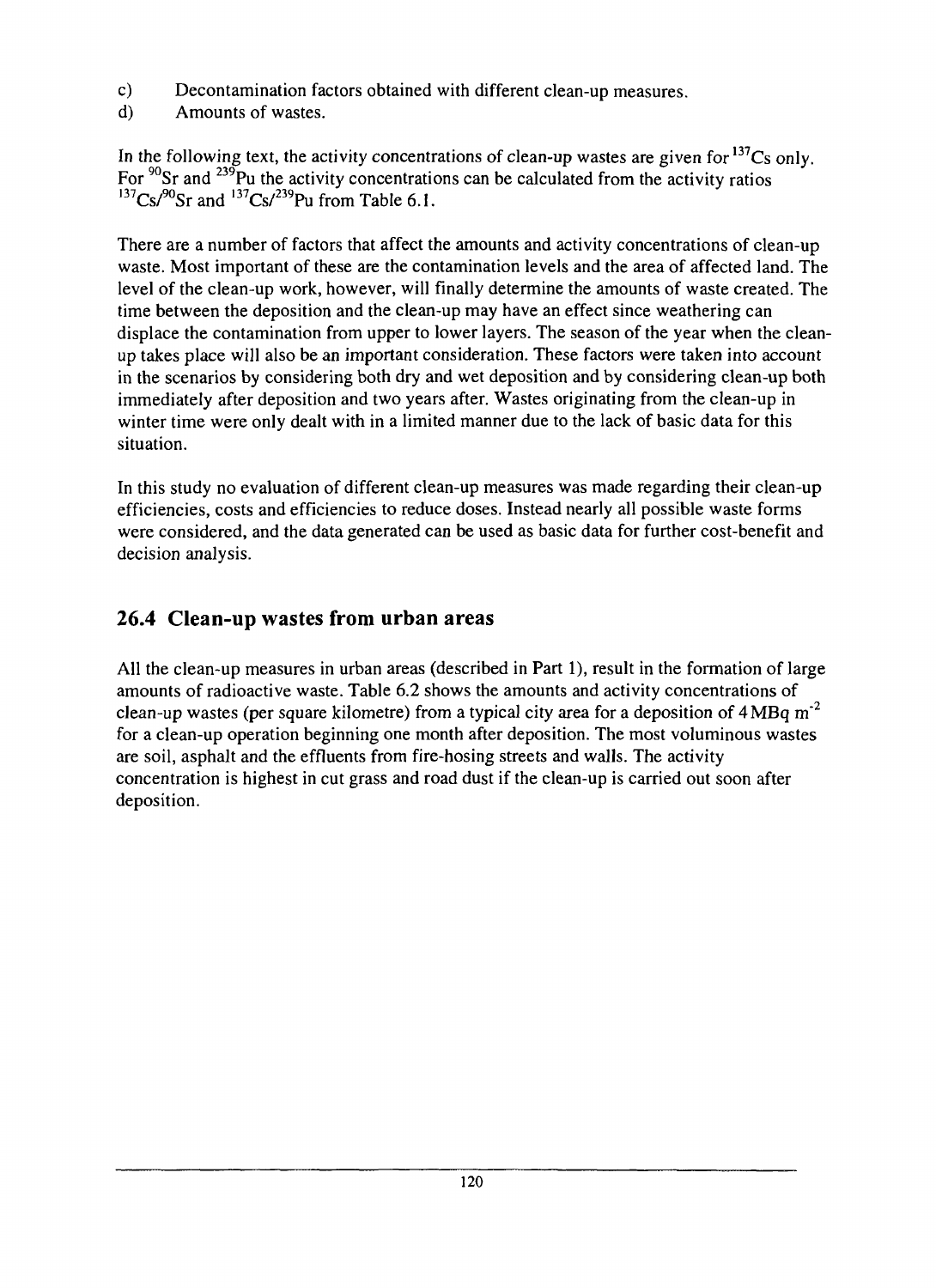c) Decontamination factors obtained with different clean-up measures.

d) Amounts of wastes.

In the following text, the activity concentrations of clean-up wastes are given for $^{137}Cs$ only. For $^{90}Sr$ and $^{239}Pu$ the activity concentrations can be calculated from the activity ratios $^{137}Cs/^{90}Sr$ and $^{137}Cs/^{239}Pu$ from Table 6.1.

There are a number of factors that affect the amounts and activity concentrations of clean-up waste. Most important of these are the contamination levels and the area of affected land. The level of the clean-up work, however, will finally determine the amounts of waste created. The time between the deposition and the clean-up may have an effect since weathering can displace the contamination from upper to lower layers. The season of the year when the clean-up takes place will also be an important consideration. These factors were taken into account in the scenarios by considering both dry and wet deposition and by considering clean-up both immediately after deposition and two years after. Wastes originating from the clean-up in winter time were only dealt with in a limited manner due to the lack of basic data for this situation.

In this study no evaluation of different clean-up measures was made regarding their clean-up efficiencies, costs and efficiencies to reduce doses. Instead nearly all possible waste forms were considered, and the data generated can be used as basic data for further cost-benefit and decision analysis.

## 26.4 Clean-up wastes from urban areas

All the clean-up measures in urban areas (described in Part 1), result in the formation of large amounts of radioactive waste. Table 6.2 shows the amounts and activity concentrations of clean-up wastes (per square kilometre) from a typical city area for a deposition of 4 MBq $m^{-2}$ for a clean-up operation beginning one month after deposition. The most voluminous wastes are soil, asphalt and the effluents from fire-hosing streets and walls. The activity concentration is highest in cut grass and road dust if the clean-up is carried out soon after deposition.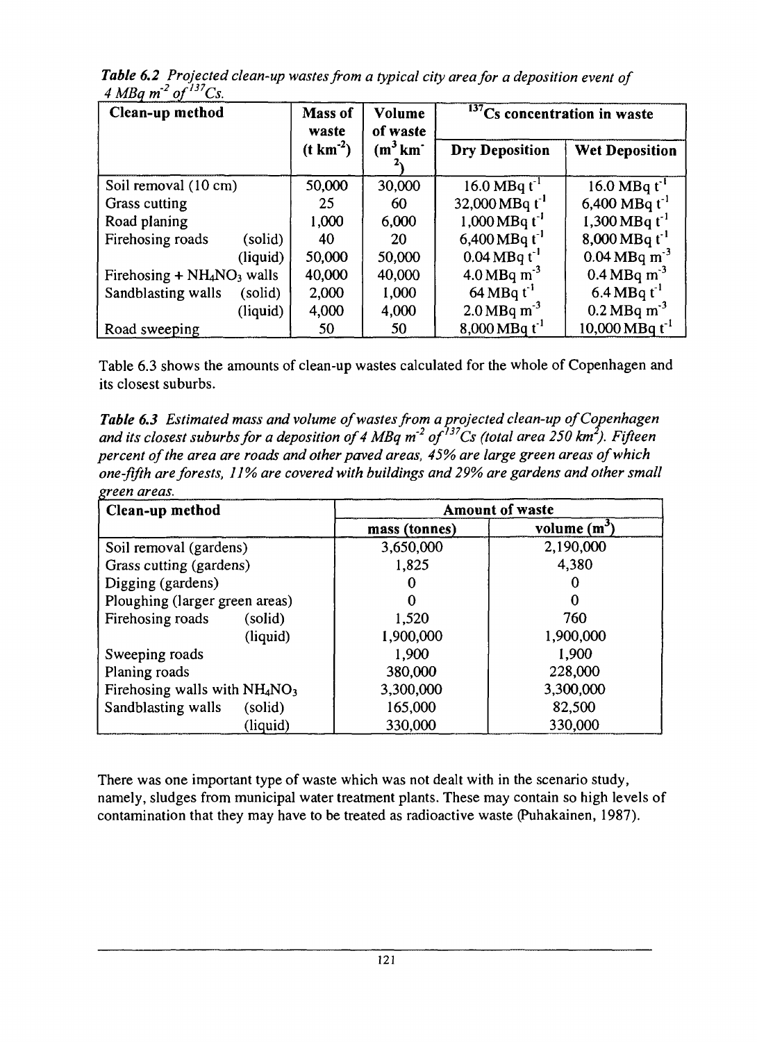*Table 6.2 Projected clean-up wastes from a typical city area for a deposition event of 4 MBq $m^{-2}$ of $^{137}Cs$.*

| Clean-up method | | Mass of waste (t $km^{-2}$) | Volume of waste ($m^3$ $km^{-2}$) | $^{137}Cs$ concentration in waste | |
|---|---|---|---|---|---|
| | | | | Dry Deposition | Wet Deposition |
| Soil removal (10 cm) | | 50,000 | 30,000 | 16.0 MBq $t^{-1}$ | 16.0 MBq $t^{-1}$ |
| Grass cutting | | 25 | 60 | 32,000 MBq $t^{-1}$ | 6,400 MBq $t^{-1}$ |
| Road planing | | 1,000 | 6,000 | 1,000 MBq $t^{-1}$ | 1,300 MBq $t^{-1}$ |
| Firehosing roads | (solid) | 40 | 20 | 6,400 MBq $t^{-1}$ | 8,000 MBq $t^{-1}$ |
| | (liquid) | 50,000 | 50,000 | 0.04 MBq $t^{-1}$ | 0.04 MBq $m^{-3}$ |
| Firehosing + $NH_4NO_3$ walls | | 40,000 | 40,000 | 4.0 MBq $m^{-3}$ | 0.4 MBq $m^{-3}$ |
| Sandblasting walls | (solid) | 2,000 | 1,000 | 64 MBq $t^{-1}$ | 6.4 MBq $t^{-1}$ |
| | (liquid) | 4,000 | 4,000 | 2.0 MBq $m^{-3}$ | 0.2 MBq $m^{-3}$ |
| Road sweeping | | 50 | 50 | 8,000 MBq $t^{-1}$ | 10,000 MBq $t^{-1}$ |

Table 6.3 shows the amounts of clean-up wastes calculated for the whole of Copenhagen and its closest suburbs.

*Table 6.3 Estimated mass and volume of wastes from a projected clean-up of Copenhagen and its closest suburbs for a deposition of 4 MBq $m^{-2}$ of $^{137}Cs$ (total area 250 $km^2$). Fifteen percent of the area are roads and other paved areas, 45% are large green areas of which one-fifth are forests, 11% are covered with buildings and 29% are gardens and other small green areas.*

| Clean-up method | | Amount of waste | |
|---|---|---|---|
| | | mass (tonnes) | volume ($m^3$) |
| Soil removal (gardens) | | 3,650,000 | 2,190,000 |
| Grass cutting (gardens) | | 1,825 | 4,380 |
| Digging (gardens) | | 0 | 0 |
| Ploughing (larger green areas) | | 0 | 0 |
| Firehosing roads | (solid) | 1,520 | 760 |
| | (liquid) | 1,900,000 | 1,900,000 |
| Sweeping roads | | 1,900 | 1,900 |
| Planing roads | | 380,000 | 228,000 |
| Firehosing walls with $NH_4NO_3$ | | 3,300,000 | 3,300,000 |
| Sandblasting walls | (solid) | 165,000 | 82,500 |
| | (liquid) | 330,000 | 330,000 |

There was one important type of waste which was not dealt with in the scenario study, namely, sludges from municipal water treatment plants. These may contain so high levels of contamination that they may have to be treated as radioactive waste (Puhakainen, 1987).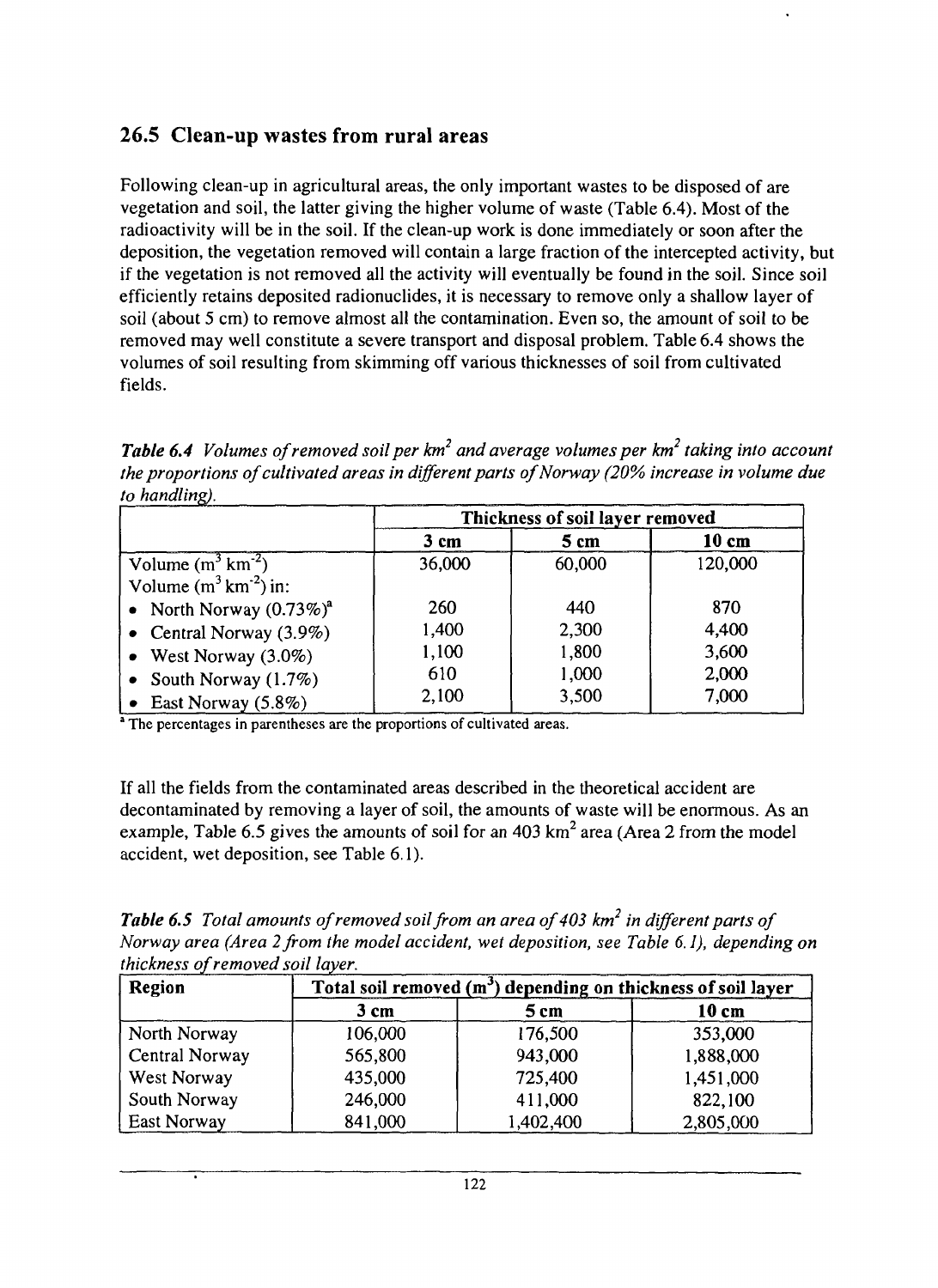## 26.5 Clean-up wastes from rural areas

Following clean-up in agricultural areas, the only important wastes to be disposed of are vegetation and soil, the latter giving the higher volume of waste (Table 6.4). Most of the radioactivity will be in the soil. If the clean-up work is done immediately or soon after the deposition, the vegetation removed will contain a large fraction of the intercepted activity, but if the vegetation is not removed all the activity will eventually be found in the soil. Since soil efficiently retains deposited radionuclides, it is necessary to remove only a shallow layer of soil (about 5 cm) to remove almost all the contamination. Even so, the amount of soil to be removed may well constitute a severe transport and disposal problem. Table 6.4 shows the volumes of soil resulting from skimming off various thicknesses of soil from cultivated fields.

***Table 6.4*** *Volumes of removed soil per $km^2$ and average volumes per $km^2$ taking into account the proportions of cultivated areas in different parts of Norway (20% increase in volume due to handling).*

| | Thickness of soil layer removed | | |
|---|---|---|---|
| | **3 cm** | **5 cm** | **10 cm** |
| Volume ($m^3$ $km^{-2}$) | 36,000 | 60,000 | 120,000 |
| Volume ($m^3$ $km^{-2}$) in: | | | |
| • North Norway (0.73%)[a] | 260 | 440 | 870 |
| • Central Norway (3.9%) | 1,400 | 2,300 | 4,400 |
| • West Norway (3.0%) | 1,100 | 1,800 | 3,600 |
| • South Norway (1.7%) | 610 | 1,000 | 2,000 |
| • East Norway (5.8%) | 2,100 | 3,500 | 7,000 |

[a] The percentages in parentheses are the proportions of cultivated areas.

If all the fields from the contaminated areas described in the theoretical accident are decontaminated by removing a layer of soil, the amounts of waste will be enormous. As an example, Table 6.5 gives the amounts of soil for an 403 $km^2$ area (Area 2 from the model accident, wet deposition, see Table 6.1).

***Table 6.5*** *Total amounts of removed soil from an area of 403 $km^2$ in different parts of Norway area (Area 2 from the model accident, wet deposition, see Table 6.1), depending on thickness of removed soil layer.*

| Region | Total soil removed ($m^3$) depending on thickness of soil layer | | |
|---|---|---|---|
| | **3 cm** | **5 cm** | **10 cm** |
| North Norway | 106,000 | 176,500 | 353,000 |
| Central Norway | 565,800 | 943,000 | 1,888,000 |
| West Norway | 435,000 | 725,400 | 1,451,000 |
| South Norway | 246,000 | 411,000 | 822,100 |
| East Norway | 841,000 | 1,402,400 | 2,805,000 |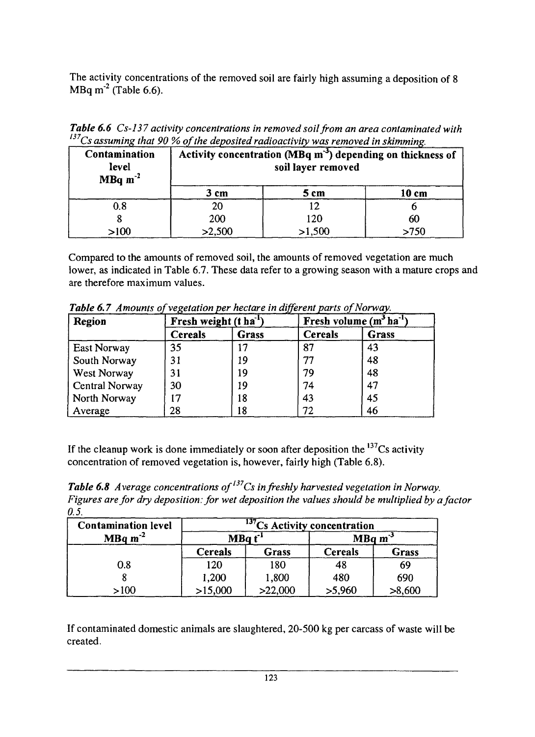The activity concentrations of the removed soil are fairly high assuming a deposition of 8 MBq $m^{-2}$ (Table 6.6).

***Table 6.6*** *Cs-137 activity concentrations in removed soil from an area contaminated with $^{137}Cs$ assuming that 90 % of the deposited radioactivity was removed in skimming.*

| Contamination level MBq $m^{-2}$ | Activity concentration (MBq $m^{-3}$) depending on thickness of soil layer removed | | |
|---|---|---|---|
| | 3 cm | 5 cm | 10 cm |
| 0.8 | 20 | 12 | 6 |
| 8 | 200 | 120 | 60 |
| >100 | >2,500 | >1,500 | >750 |

Compared to the amounts of removed soil, the amounts of removed vegetation are much lower, as indicated in Table 6.7. These data refer to a growing season with a mature crops and are therefore maximum values.

***Table 6.7*** *Amounts of vegetation per hectare in different parts of Norway.*

| Region | Fresh weight (t $ha^{-1}$) | | Fresh volume ($m^3$ $ha^{-1}$) | |
|---|---|---|---|---|
| | Cereals | Grass | Cereals | Grass |
| East Norway | 35 | 17 | 87 | 43 |
| South Norway | 31 | 19 | 77 | 48 |
| West Norway | 31 | 19 | 79 | 48 |
| Central Norway | 30 | 19 | 74 | 47 |
| North Norway | 17 | 18 | 43 | 45 |
| Average | 28 | 18 | 72 | 46 |

If the cleanup work is done immediately or soon after deposition the $^{137}Cs$ activity concentration of removed vegetation is, however, fairly high (Table 6.8).

***Table 6.8*** *Average concentrations of $^{137}Cs$ in freshly harvested vegetation in Norway. Figures are for dry deposition: for wet deposition the values should be multiplied by a factor 0.5.*

| Contamination level MBq $m^{-2}$ | $^{137}Cs$ Activity concentration | | | |
|---|---|---|---|---|
| | MBq $t^{-1}$ | | MBq $m^{-3}$ | |
| | Cereals | Grass | Cereals | Grass |
| 0.8 | 120 | 180 | 48 | 69 |
| 8 | 1,200 | 1,800 | 480 | 690 |
| >100 | >15,000 | >22,000 | >5,960 | >8,600 |

If contaminated domestic animals are slaughtered, 20-500 kg per carcass of waste will be created.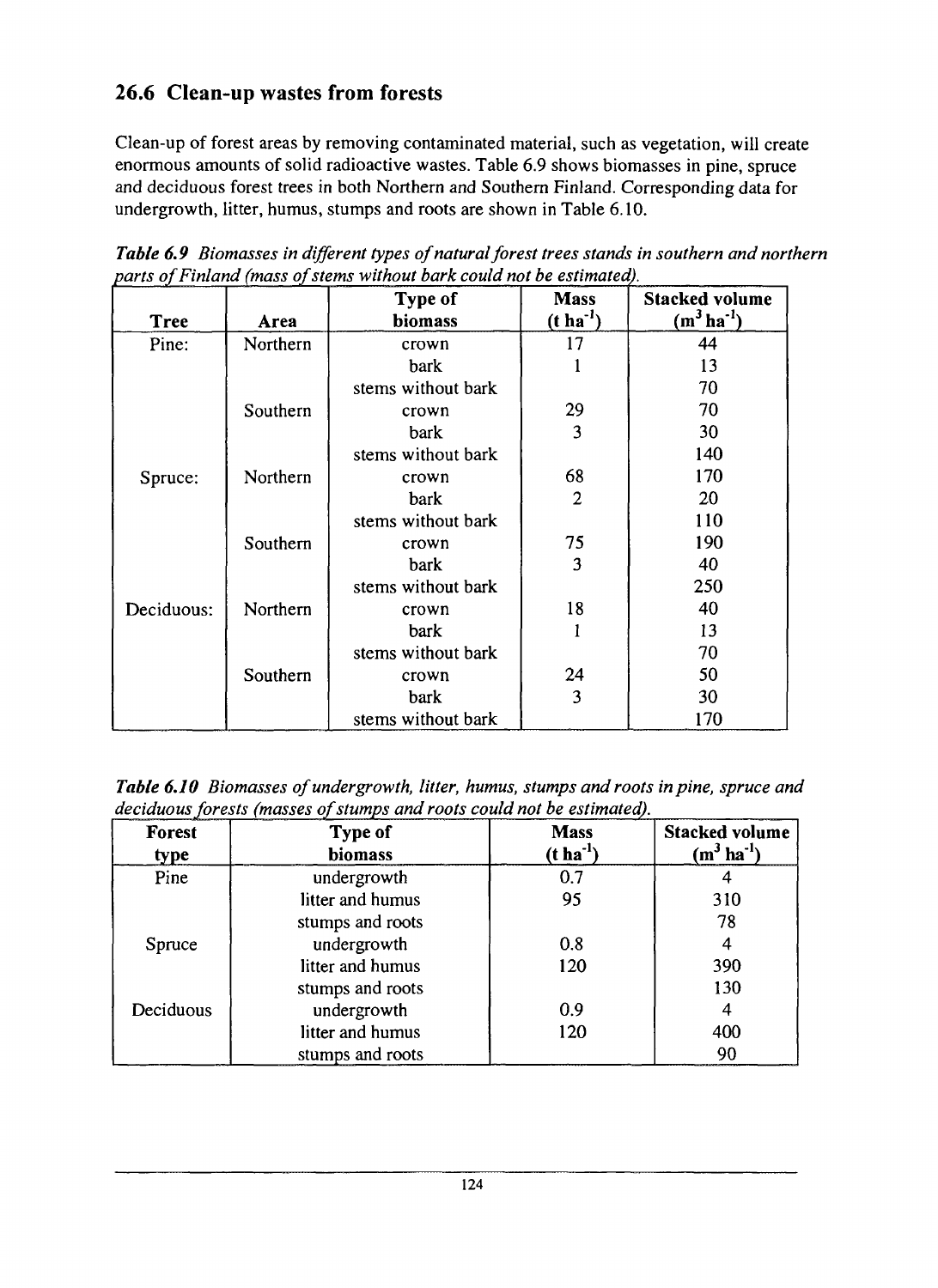## 26.6 Clean-up wastes from forests

Clean-up of forest areas by removing contaminated material, such as vegetation, will create enormous amounts of solid radioactive wastes. Table 6.9 shows biomasses in pine, spruce and deciduous forest trees in both Northern and Southern Finland. Corresponding data for undergrowth, litter, humus, stumps and roots are shown in Table 6.10.

*Table 6.9 Biomasses in different types of natural forest trees stands in southern and northern parts of Finland (mass of stems without bark could not be estimated).*

| Tree | Area | Type of biomass | Mass ($t\ ha^{-1}$) | Stacked volume ($m^3\ ha^{-1}$) |
|---|---|---|---|---|
| Pine: | Northern | crown | 17 | 44 |
| | | bark | 1 | 13 |
| | | stems without bark | | 70 |
| | Southern | crown | 29 | 70 |
| | | bark | 3 | 30 |
| | | stems without bark | | 140 |
| Spruce: | Northern | crown | 68 | 170 |
| | | bark | 2 | 20 |
| | | stems without bark | | 110 |
| | Southern | crown | 75 | 190 |
| | | bark | 3 | 40 |
| | | stems without bark | | 250 |
| Deciduous: | Northern | crown | 18 | 40 |
| | | bark | 1 | 13 |
| | | stems without bark | | 70 |
| | Southern | crown | 24 | 50 |
| | | bark | 3 | 30 |
| | | stems without bark | | 170 |

*Table 6.10 Biomasses of undergrowth, litter, humus, stumps and roots in pine, spruce and deciduous forests (masses of stumps and roots could not be estimated).*

| Forest type | Type of biomass | Mass ($t\ ha^{-1}$) | Stacked volume ($m^3\ ha^{-1}$) |
|---|---|---|---|
| Pine | undergrowth | 0.7 | 4 |
| | litter and humus | 95 | 310 |
| | stumps and roots | | 78 |
| Spruce | undergrowth | 0.8 | 4 |
| | litter and humus | 120 | 390 |
| | stumps and roots | | 130 |
| Deciduous | undergrowth | 0.9 | 4 |
| | litter and humus | 120 | 400 |
| | stumps and roots | | 90 |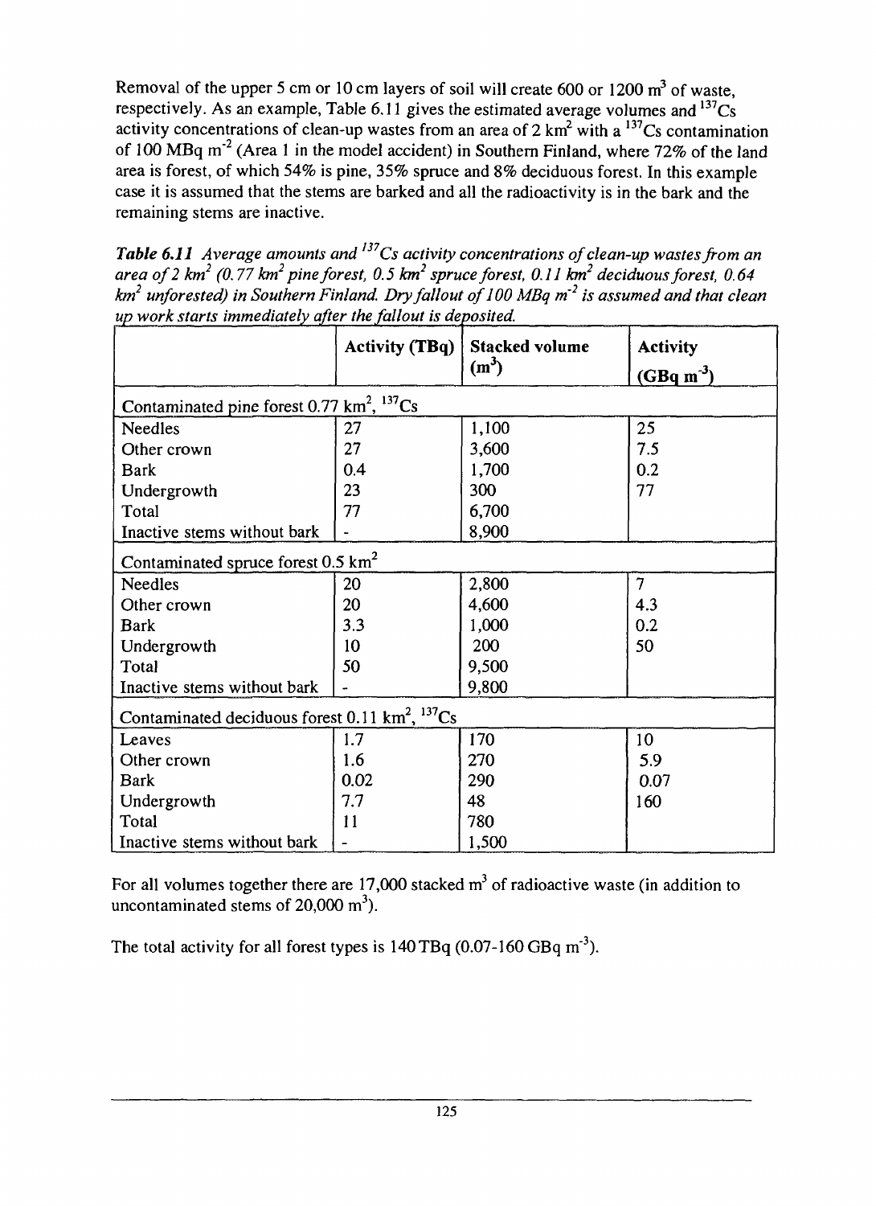Removal of the upper 5 cm or 10 cm layers of soil will create 600 or 1200 $m^3$ of waste, respectively. As an example, Table 6.11 gives the estimated average volumes and $^{137}Cs$ activity concentrations of clean-up wastes from an area of 2 $km^2$ with a $^{137}Cs$ contamination of 100 MBq $m^{-2}$ (Area 1 in the model accident) in Southern Finland, where 72% of the land area is forest, of which 54% is pine, 35% spruce and 8% deciduous forest. In this example case it is assumed that the stems are barked and all the radioactivity is in the bark and the remaining stems are inactive.

***Table 6.11*** *Average amounts and $^{137}Cs$ activity concentrations of clean-up wastes from an area of 2 $km^2$ (0.77 $km^2$ pine forest, 0.5 $km^2$ spruce forest, 0.11 $km^2$ deciduous forest, 0.64 $km^2$ unforested) in Southern Finland. Dry fallout of 100 MBq $m^{-2}$ is assumed and that clean up work starts immediately after the fallout is deposited.*

| | Activity (TBq) | Stacked volume ($m^3$) | Activity (GBq $m^{-3}$) |
|---|---|---|---|
| Contaminated pine forest 0.77 $km^2$, $^{137}Cs$ | | | |
| Needles | 27 | 1,100 | 25 |
| Other crown | 27 | 3,600 | 7.5 |
| Bark | 0.4 | 1,700 | 0.2 |
| Undergrowth | 23 | 300 | 77 |
| Total | 77 | 6,700 | |
| Inactive stems without bark | - | 8,900 | |
| Contaminated spruce forest 0.5 $km^2$ | | | |
| Needles | 20 | 2,800 | 7 |
| Other crown | 20 | 4,600 | 4.3 |
| Bark | 3.3 | 1,000 | 0.2 |
| Undergrowth | 10 | 200 | 50 |
| Total | 50 | 9,500 | |
| Inactive stems without bark | - | 9,800 | |
| Contaminated deciduous forest 0.11 $km^2$, $^{137}Cs$ | | | |
| Leaves | 1.7 | 170 | 10 |
| Other crown | 1.6 | 270 | 5.9 |
| Bark | 0.02 | 290 | 0.07 |
| Undergrowth | 7.7 | 48 | 160 |
| Total | 11 | 780 | |
| Inactive stems without bark | - | 1,500 | |

For all volumes together there are 17,000 stacked $m^3$ of radioactive waste (in addition to uncontaminated stems of 20,000 $m^3$).

The total activity for all forest types is 140 TBq (0.07-160 GBq $m^{-3}$).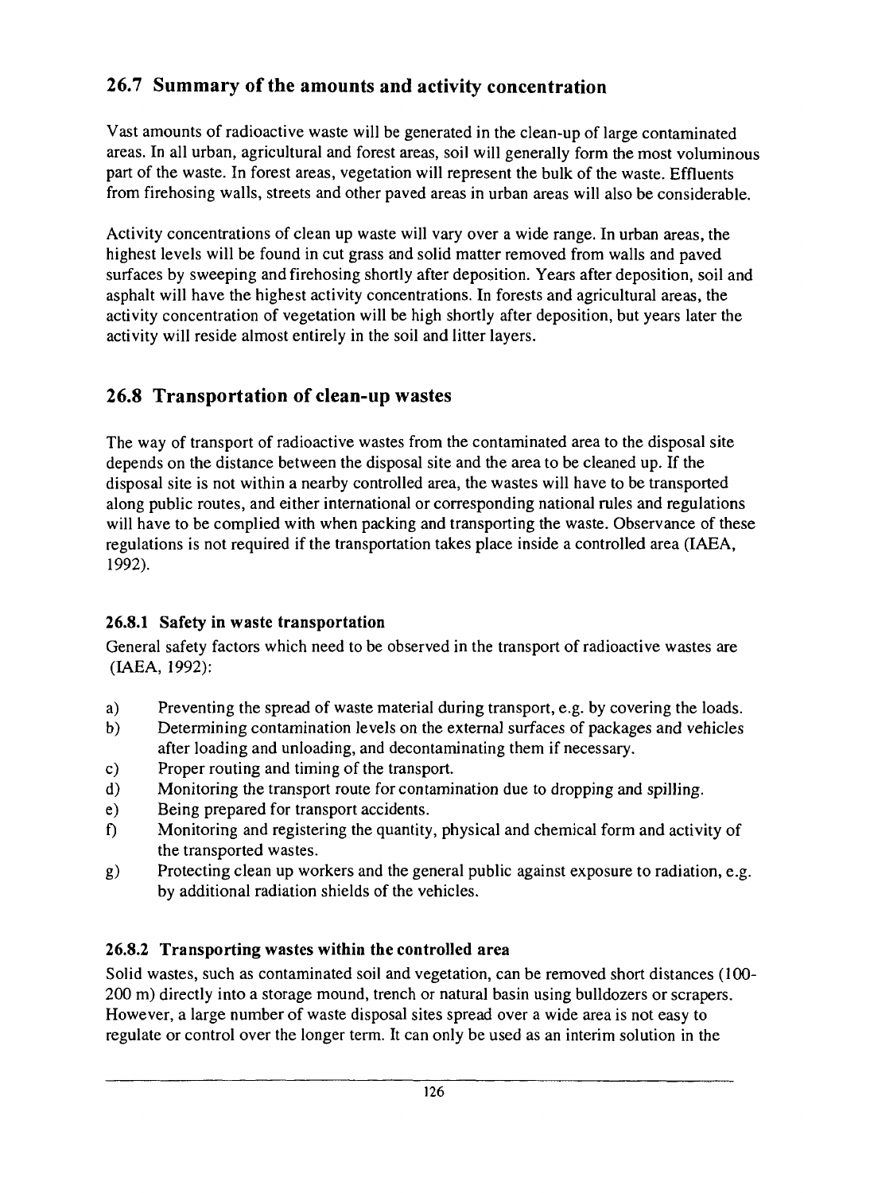## 26.7 Summary of the amounts and activity concentration

Vast amounts of radioactive waste will be generated in the clean-up of large contaminated areas. In all urban, agricultural and forest areas, soil will generally form the most voluminous part of the waste. In forest areas, vegetation will represent the bulk of the waste. Effluents from firehosing walls, streets and other paved areas in urban areas will also be considerable.

Activity concentrations of clean up waste will vary over a wide range. In urban areas, the highest levels will be found in cut grass and solid matter removed from walls and paved surfaces by sweeping and firehosing shortly after deposition. Years after deposition, soil and asphalt will have the highest activity concentrations. In forests and agricultural areas, the activity concentration of vegetation will be high shortly after deposition, but years later the activity will reside almost entirely in the soil and litter layers.

## 26.8 Transportation of clean-up wastes

The way of transport of radioactive wastes from the contaminated area to the disposal site depends on the distance between the disposal site and the area to be cleaned up. If the disposal site is not within a nearby controlled area, the wastes will have to be transported along public routes, and either international or corresponding national rules and regulations will have to be complied with when packing and transporting the waste. Observance of these regulations is not required if the transportation takes place inside a controlled area (IAEA, 1992).

### 26.8.1 Safety in waste transportation

General safety factors which need to be observed in the transport of radioactive wastes are (IAEA, 1992):

a) Preventing the spread of waste material during transport, e.g. by covering the loads.
b) Determining contamination levels on the external surfaces of packages and vehicles after loading and unloading, and decontaminating them if necessary.
c) Proper routing and timing of the transport.
d) Monitoring the transport route for contamination due to dropping and spilling.
e) Being prepared for transport accidents.
f) Monitoring and registering the quantity, physical and chemical form and activity of the transported wastes.
g) Protecting clean up workers and the general public against exposure to radiation, e.g. by additional radiation shields of the vehicles.

### 26.8.2 Transporting wastes within the controlled area

Solid wastes, such as contaminated soil and vegetation, can be removed short distances (100-200 m) directly into a storage mound, trench or natural basin using bulldozers or scrapers. However, a large number of waste disposal sites spread over a wide area is not easy to regulate or control over the longer term. It can only be used as an interim solution in the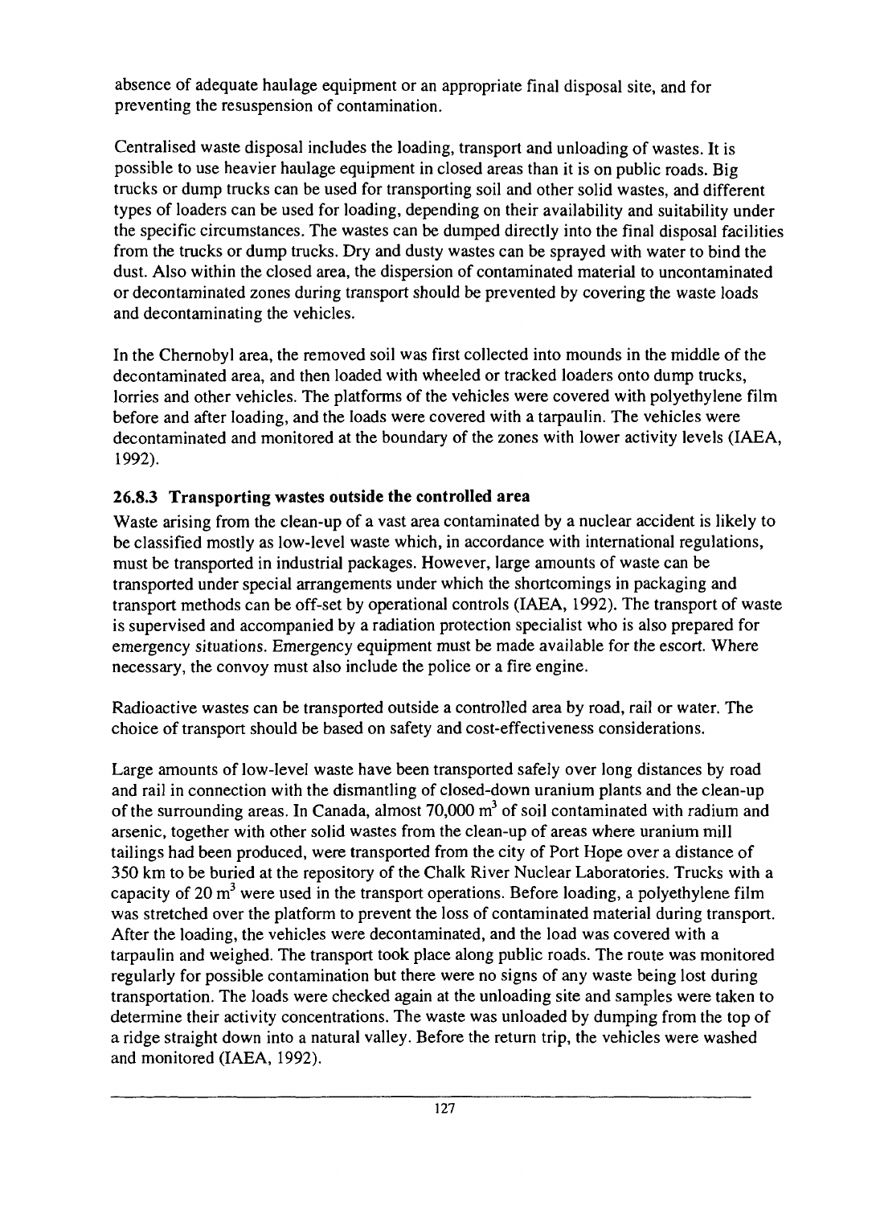absence of adequate haulage equipment or an appropriate final disposal site, and for preventing the resuspension of contamination.

Centralised waste disposal includes the loading, transport and unloading of wastes. It is possible to use heavier haulage equipment in closed areas than it is on public roads. Big trucks or dump trucks can be used for transporting soil and other solid wastes, and different types of loaders can be used for loading, depending on their availability and suitability under the specific circumstances. The wastes can be dumped directly into the final disposal facilities from the trucks or dump trucks. Dry and dusty wastes can be sprayed with water to bind the dust. Also within the closed area, the dispersion of contaminated material to uncontaminated or decontaminated zones during transport should be prevented by covering the waste loads and decontaminating the vehicles.

In the Chernobyl area, the removed soil was first collected into mounds in the middle of the decontaminated area, and then loaded with wheeled or tracked loaders onto dump trucks, lorries and other vehicles. The platforms of the vehicles were covered with polyethylene film before and after loading, and the loads were covered with a tarpaulin. The vehicles were decontaminated and monitored at the boundary of the zones with lower activity levels (IAEA, 1992).

### 26.8.3 Transporting wastes outside the controlled area

Waste arising from the clean-up of a vast area contaminated by a nuclear accident is likely to be classified mostly as low-level waste which, in accordance with international regulations, must be transported in industrial packages. However, large amounts of waste can be transported under special arrangements under which the shortcomings in packaging and transport methods can be off-set by operational controls (IAEA, 1992). The transport of waste is supervised and accompanied by a radiation protection specialist who is also prepared for emergency situations. Emergency equipment must be made available for the escort. Where necessary, the convoy must also include the police or a fire engine.

Radioactive wastes can be transported outside a controlled area by road, rail or water. The choice of transport should be based on safety and cost-effectiveness considerations.

Large amounts of low-level waste have been transported safely over long distances by road and rail in connection with the dismantling of closed-down uranium plants and the clean-up of the surrounding areas. In Canada, almost 70,000 $m^3$ of soil contaminated with radium and arsenic, together with other solid wastes from the clean-up of areas where uranium mill tailings had been produced, were transported from the city of Port Hope over a distance of 350 km to be buried at the repository of the Chalk River Nuclear Laboratories. Trucks with a capacity of 20 $m^3$ were used in the transport operations. Before loading, a polyethylene film was stretched over the platform to prevent the loss of contaminated material during transport. After the loading, the vehicles were decontaminated, and the load was covered with a tarpaulin and weighed. The transport took place along public roads. The route was monitored regularly for possible contamination but there were no signs of any waste being lost during transportation. The loads were checked again at the unloading site and samples were taken to determine their activity concentrations. The waste was unloaded by dumping from the top of a ridge straight down into a natural valley. Before the return trip, the vehicles were washed and monitored (IAEA, 1992).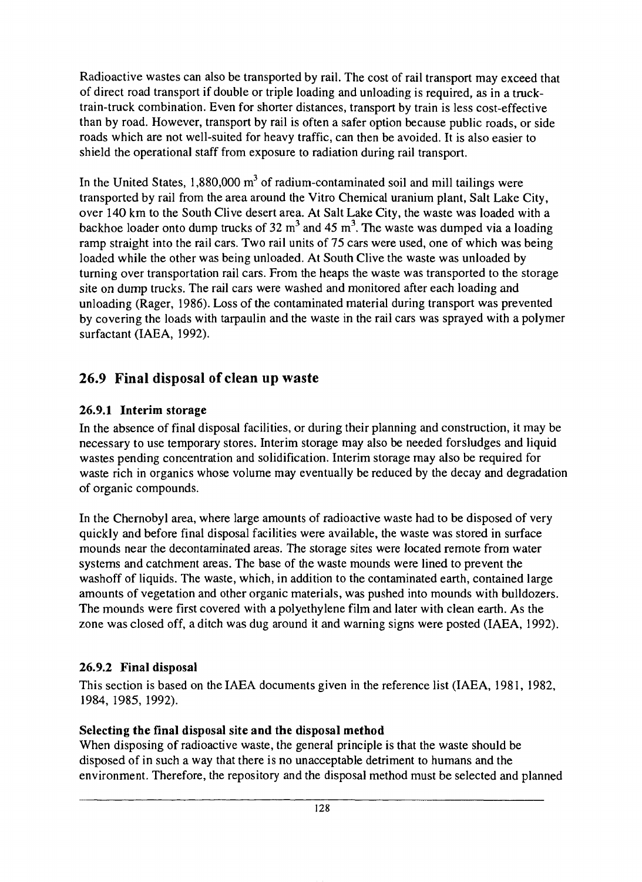Radioactive wastes can also be transported by rail. The cost of rail transport may exceed that of direct road transport if double or triple loading and unloading is required, as in a truck-train-truck combination. Even for shorter distances, transport by train is less cost-effective than by road. However, transport by rail is often a safer option because public roads, or side roads which are not well-suited for heavy traffic, can then be avoided. It is also easier to shield the operational staff from exposure to radiation during rail transport.

In the United States, 1,880,000 $m^3$ of radium-contaminated soil and mill tailings were transported by rail from the area around the Vitro Chemical uranium plant, Salt Lake City, over 140 km to the South Clive desert area. At Salt Lake City, the waste was loaded with a backhoe loader onto dump trucks of 32 $m^3$ and 45 $m^3$. The waste was dumped via a loading ramp straight into the rail cars. Two rail units of 75 cars were used, one of which was being loaded while the other was being unloaded. At South Clive the waste was unloaded by turning over transportation rail cars. From the heaps the waste was transported to the storage site on dump trucks. The rail cars were washed and monitored after each loading and unloading (Rager, 1986). Loss of the contaminated material during transport was prevented by covering the loads with tarpaulin and the waste in the rail cars was sprayed with a polymer surfactant (IAEA, 1992).

## 26.9 Final disposal of clean up waste

### 26.9.1 Interim storage

In the absence of final disposal facilities, or during their planning and construction, it may be necessary to use temporary stores. Interim storage may also be needed forsludges and liquid wastes pending concentration and solidification. Interim storage may also be required for waste rich in organics whose volume may eventually be reduced by the decay and degradation of organic compounds.

In the Chernobyl area, where large amounts of radioactive waste had to be disposed of very quickly and before final disposal facilities were available, the waste was stored in surface mounds near the decontaminated areas. The storage sites were located remote from water systems and catchment areas. The base of the waste mounds were lined to prevent the washoff of liquids. The waste, which, in addition to the contaminated earth, contained large amounts of vegetation and other organic materials, was pushed into mounds with bulldozers. The mounds were first covered with a polyethylene film and later with clean earth. As the zone was closed off, a ditch was dug around it and warning signs were posted (IAEA, 1992).

### 26.9.2 Final disposal

This section is based on the IAEA documents given in the reference list (IAEA, 1981, 1982, 1984, 1985, 1992).

**Selecting the final disposal site and the disposal method**

When disposing of radioactive waste, the general principle is that the waste should be disposed of in such a way that there is no unacceptable detriment to humans and the environment. Therefore, the repository and the disposal method must be selected and planned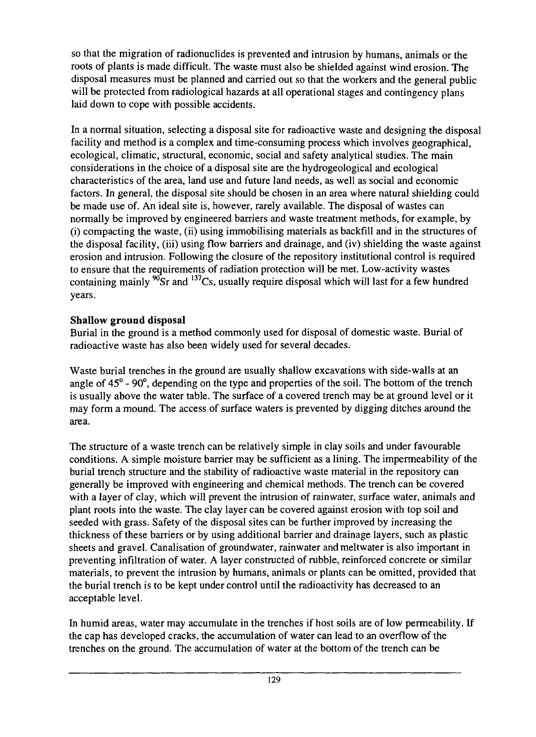so that the migration of radionuclides is prevented and intrusion by humans, animals or the roots of plants is made difficult. The waste must also be shielded against wind erosion. The disposal measures must be planned and carried out so that the workers and the general public will be protected from radiological hazards at all operational stages and contingency plans laid down to cope with possible accidents.

In a normal situation, selecting a disposal site for radioactive waste and designing the disposal facility and method is a complex and time-consuming process which involves geographical, ecological, climatic, structural, economic, social and safety analytical studies. The main considerations in the choice of a disposal site are the hydrogeological and ecological characteristics of the area, land use and future land needs, as well as social and economic factors. In general, the disposal site should be chosen in an area where natural shielding could be made use of. An ideal site is, however, rarely available. The disposal of wastes can normally be improved by engineered barriers and waste treatment methods, for example, by (i) compacting the waste, (ii) using immobilising materials as backfill and in the structures of the disposal facility, (iii) using flow barriers and drainage, and (iv) shielding the waste against erosion and intrusion. Following the closure of the repository institutional control is required to ensure that the requirements of radiation protection will be met. Low-activity wastes containing mainly $^{90}Sr$ and $^{137}Cs$, usually require disposal which will last for a few hundred years.

**Shallow ground disposal**

Burial in the ground is a method commonly used for disposal of domestic waste. Burial of radioactive waste has also been widely used for several decades.

Waste burial trenches in the ground are usually shallow excavations with side-walls at an angle of $45^{\circ}$ - $90^{\circ}$, depending on the type and properties of the soil. The bottom of the trench is usually above the water table. The surface of a covered trench may be at ground level or it may form a mound. The access of surface waters is prevented by digging ditches around the area.

The structure of a waste trench can be relatively simple in clay soils and under favourable conditions. A simple moisture barrier may be sufficient as a lining. The impermeability of the burial trench structure and the stability of radioactive waste material in the repository can generally be improved with engineering and chemical methods. The trench can be covered with a layer of clay, which will prevent the intrusion of rainwater, surface water, animals and plant roots into the waste. The clay layer can be covered against erosion with top soil and seeded with grass. Safety of the disposal sites can be further improved by increasing the thickness of these barriers or by using additional barrier and drainage layers, such as plastic sheets and gravel. Canalisation of groundwater, rainwater and meltwater is also important in preventing infiltration of water. A layer constructed of rubble, reinforced concrete or similar materials, to prevent the intrusion by humans, animals or plants can be omitted, provided that the burial trench is to be kept under control until the radioactivity has decreased to an acceptable level.

In humid areas, water may accumulate in the trenches if host soils are of low permeability. If the cap has developed cracks, the accumulation of water can lead to an overflow of the trenches on the ground. The accumulation of water at the bottom of the trench can be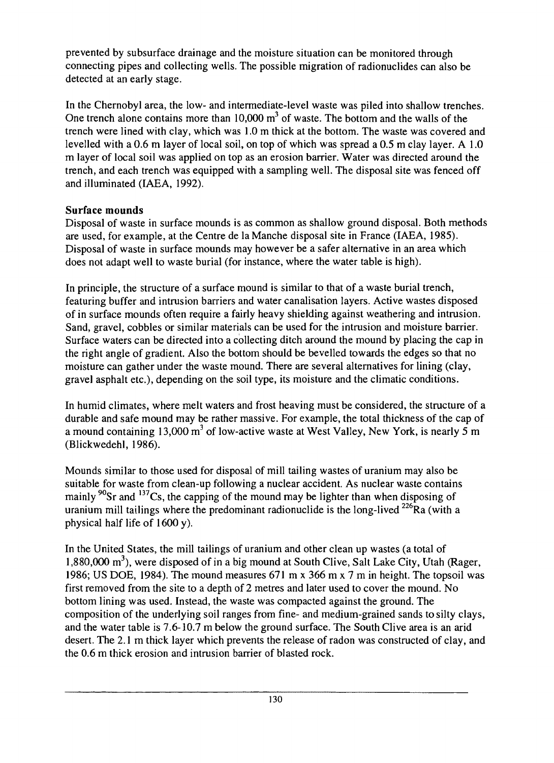prevented by subsurface drainage and the moisture situation can be monitored through connecting pipes and collecting wells. The possible migration of radionuclides can also be detected at an early stage.

In the Chernobyl area, the low- and intermediate-level waste was piled into shallow trenches. One trench alone contains more than 10,000 $m^3$ of waste. The bottom and the walls of the trench were lined with clay, which was 1.0 m thick at the bottom. The waste was covered and levelled with a 0.6 m layer of local soil, on top of which was spread a 0.5 m clay layer. A 1.0 m layer of local soil was applied on top as an erosion barrier. Water was directed around the trench, and each trench was equipped with a sampling well. The disposal site was fenced off and illuminated (IAEA, 1992).

**Surface mounds**

Disposal of waste in surface mounds is as common as shallow ground disposal. Both methods are used, for example, at the Centre de la Manche disposal site in France (IAEA, 1985). Disposal of waste in surface mounds may however be a safer alternative in an area which does not adapt well to waste burial (for instance, where the water table is high).

In principle, the structure of a surface mound is similar to that of a waste burial trench, featuring buffer and intrusion barriers and water canalisation layers. Active wastes disposed of in surface mounds often require a fairly heavy shielding against weathering and intrusion. Sand, gravel, cobbles or similar materials can be used for the intrusion and moisture barrier. Surface waters can be directed into a collecting ditch around the mound by placing the cap in the right angle of gradient. Also the bottom should be bevelled towards the edges so that no moisture can gather under the waste mound. There are several alternatives for lining (clay, gravel asphalt etc.), depending on the soil type, its moisture and the climatic conditions.

In humid climates, where melt waters and frost heaving must be considered, the structure of a durable and safe mound may be rather massive. For example, the total thickness of the cap of a mound containing 13,000 $m^3$ of low-active waste at West Valley, New York, is nearly 5 m (Blickwedehl, 1986).

Mounds similar to those used for disposal of mill tailing wastes of uranium may also be suitable for waste from clean-up following a nuclear accident. As nuclear waste contains mainly $^{90}Sr$ and $^{137}Cs$, the capping of the mound may be lighter than when disposing of uranium mill tailings where the predominant radionuclide is the long-lived $^{226}Ra$ (with a physical half life of 1600 y).

In the United States, the mill tailings of uranium and other clean up wastes (a total of 1,880,000 $m^3$), were disposed of in a big mound at South Clive, Salt Lake City, Utah (Rager, 1986; US DOE, 1984). The mound measures 671 m x 366 m x 7 m in height. The topsoil was first removed from the site to a depth of 2 metres and later used to cover the mound. No bottom lining was used. Instead, the waste was compacted against the ground. The composition of the underlying soil ranges from fine- and medium-grained sands to silty clays, and the water table is 7.6-10.7 m below the ground surface. The South Clive area is an arid desert. The 2.1 m thick layer which prevents the release of radon was constructed of clay, and the 0.6 m thick erosion and intrusion barrier of blasted rock.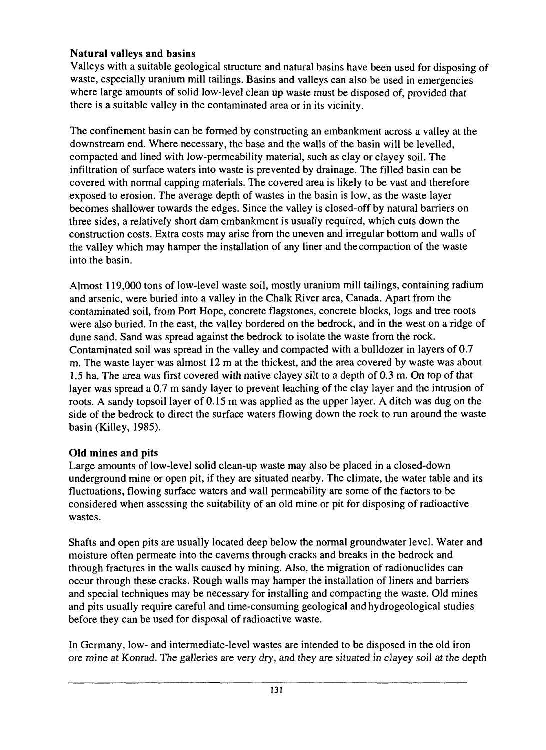### Natural valleys and basins

Valleys with a suitable geological structure and natural basins have been used for disposing of waste, especially uranium mill tailings. Basins and valleys can also be used in emergencies where large amounts of solid low-level clean up waste must be disposed of, provided that there is a suitable valley in the contaminated area or in its vicinity.

The confinement basin can be formed by constructing an embankment across a valley at the downstream end. Where necessary, the base and the walls of the basin will be levelled, compacted and lined with low-permeability material, such as clay or clayey soil. The infiltration of surface waters into waste is prevented by drainage. The filled basin can be covered with normal capping materials. The covered area is likely to be vast and therefore exposed to erosion. The average depth of wastes in the basin is low, as the waste layer becomes shallower towards the edges. Since the valley is closed-off by natural barriers on three sides, a relatively short dam embankment is usually required, which cuts down the construction costs. Extra costs may arise from the uneven and irregular bottom and walls of the valley which may hamper the installation of any liner and the compaction of the waste into the basin.

Almost 119,000 tons of low-level waste soil, mostly uranium mill tailings, containing radium and arsenic, were buried into a valley in the Chalk River area, Canada. Apart from the contaminated soil, from Port Hope, concrete flagstones, concrete blocks, logs and tree roots were also buried. In the east, the valley bordered on the bedrock, and in the west on a ridge of dune sand. Sand was spread against the bedrock to isolate the waste from the rock. Contaminated soil was spread in the valley and compacted with a bulldozer in layers of 0.7 m. The waste layer was almost 12 m at the thickest, and the area covered by waste was about 1.5 ha. The area was first covered with native clayey silt to a depth of 0.3 m. On top of that layer was spread a 0.7 m sandy layer to prevent leaching of the clay layer and the intrusion of roots. A sandy topsoil layer of 0.15 m was applied as the upper layer. A ditch was dug on the side of the bedrock to direct the surface waters flowing down the rock to run around the waste basin (Killey, 1985).

### Old mines and pits

Large amounts of low-level solid clean-up waste may also be placed in a closed-down underground mine or open pit, if they are situated nearby. The climate, the water table and its fluctuations, flowing surface waters and wall permeability are some of the factors to be considered when assessing the suitability of an old mine or pit for disposing of radioactive wastes.

Shafts and open pits are usually located deep below the normal groundwater level. Water and moisture often permeate into the caverns through cracks and breaks in the bedrock and through fractures in the walls caused by mining. Also, the migration of radionuclides can occur through these cracks. Rough walls may hamper the installation of liners and barriers and special techniques may be necessary for installing and compacting the waste. Old mines and pits usually require careful and time-consuming geological and hydrogeological studies before they can be used for disposal of radioactive waste.

In Germany, low- and intermediate-level wastes are intended to be disposed in the old iron ore mine at Konrad. The galleries are very dry, and they are situated in clayey soil at the depth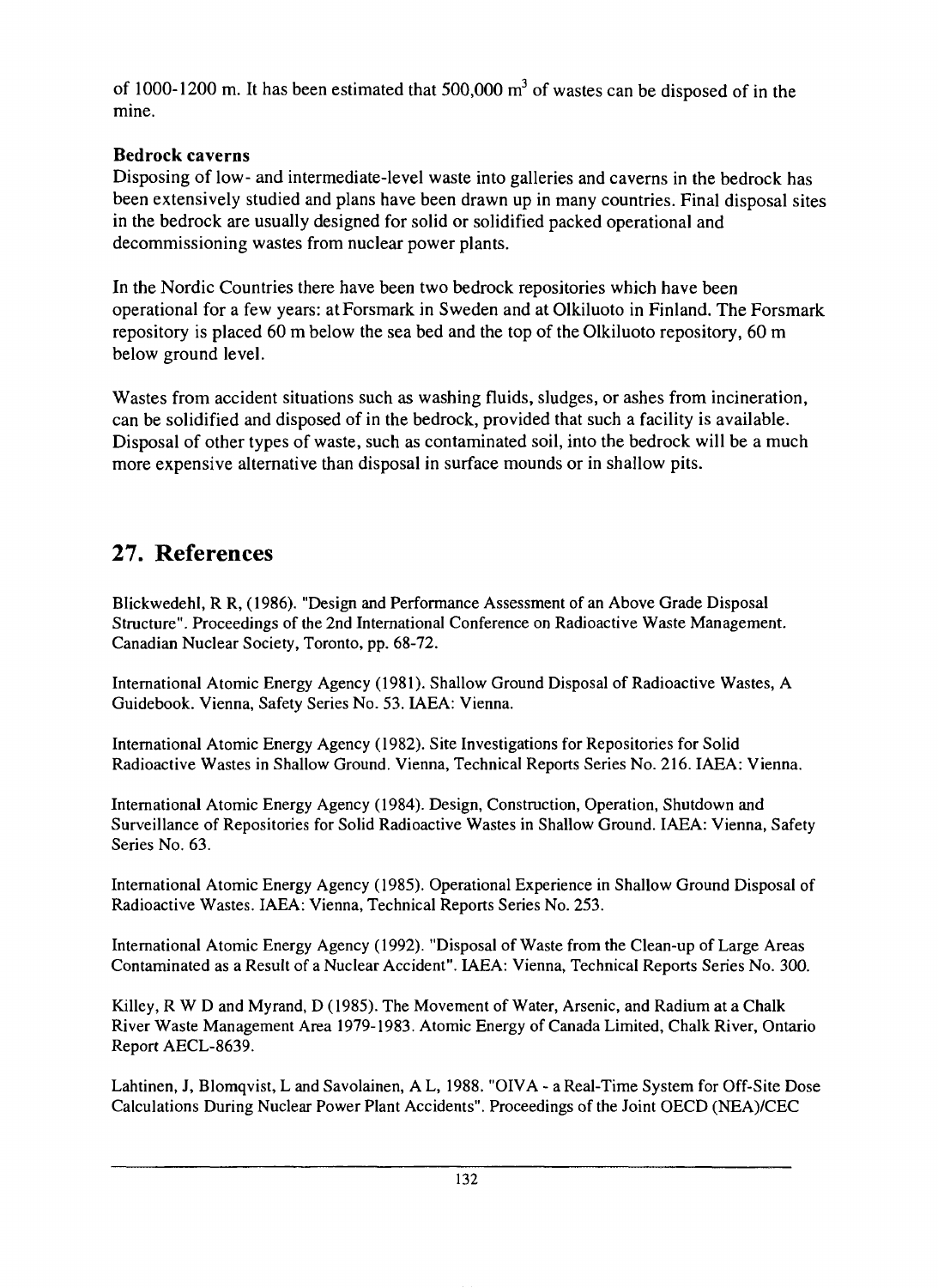of 1000-1200 m. It has been estimated that 500,000 $m^3$ of wastes can be disposed of in the mine.

**Bedrock caverns**

Disposing of low- and intermediate-level waste into galleries and caverns in the bedrock has been extensively studied and plans have been drawn up in many countries. Final disposal sites in the bedrock are usually designed for solid or solidified packed operational and decommissioning wastes from nuclear power plants.

In the Nordic Countries there have been two bedrock repositories which have been operational for a few years: at Forsmark in Sweden and at Olkiluoto in Finland. The Forsmark repository is placed 60 m below the sea bed and the top of the Olkiluoto repository, 60 m below ground level.

Wastes from accident situations such as washing fluids, sludges, or ashes from incineration, can be solidified and disposed of in the bedrock, provided that such a facility is available. Disposal of other types of waste, such as contaminated soil, into the bedrock will be a much more expensive alternative than disposal in surface mounds or in shallow pits.

## 27. References

Blickwedehl, R R, (1986). "Design and Performance Assessment of an Above Grade Disposal Structure". Proceedings of the 2nd International Conference on Radioactive Waste Management. Canadian Nuclear Society, Toronto, pp. 68-72.

International Atomic Energy Agency (1981). Shallow Ground Disposal of Radioactive Wastes, A Guidebook. Vienna, Safety Series No. 53. IAEA: Vienna.

International Atomic Energy Agency (1982). Site Investigations for Repositories for Solid Radioactive Wastes in Shallow Ground. Vienna, Technical Reports Series No. 216. IAEA: Vienna.

International Atomic Energy Agency (1984). Design, Construction, Operation, Shutdown and Surveillance of Repositories for Solid Radioactive Wastes in Shallow Ground. IAEA: Vienna, Safety Series No. 63.

International Atomic Energy Agency (1985). Operational Experience in Shallow Ground Disposal of Radioactive Wastes. IAEA: Vienna, Technical Reports Series No. 253.

International Atomic Energy Agency (1992). "Disposal of Waste from the Clean-up of Large Areas Contaminated as a Result of a Nuclear Accident". IAEA: Vienna, Technical Reports Series No. 300.

Killey, R W D and Myrand, D (1985). The Movement of Water, Arsenic, and Radium at a Chalk River Waste Management Area 1979-1983. Atomic Energy of Canada Limited, Chalk River, Ontario Report AECL-8639.

Lahtinen, J, Blomqvist, L and Savolainen, A L, 1988. "OIVA - a Real-Time System for Off-Site Dose Calculations During Nuclear Power Plant Accidents". Proceedings of the Joint OECD (NEA)/CEC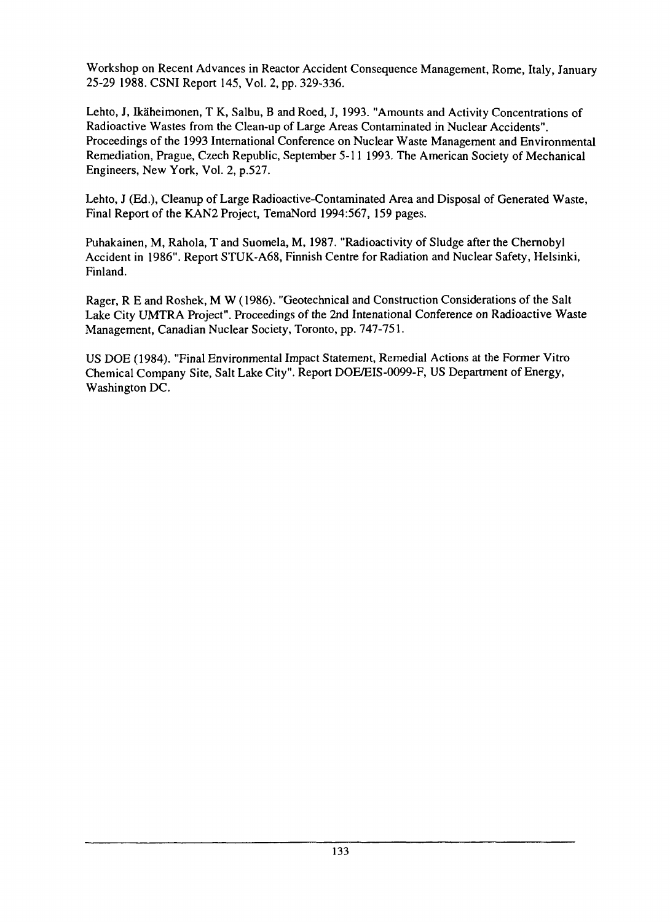Workshop on Recent Advances in Reactor Accident Consequence Management, Rome, Italy, January 25-29 1988. CSNI Report 145, Vol. 2, pp. 329-336.

Lehto, J, Ikäheimonen, T K, Salbu, B and Roed, J, 1993. "Amounts and Activity Concentrations of Radioactive Wastes from the Clean-up of Large Areas Contaminated in Nuclear Accidents". Proceedings of the 1993 International Conference on Nuclear Waste Management and Environmental Remediation, Prague, Czech Republic, September 5-11 1993. The American Society of Mechanical Engineers, New York, Vol. 2, p.527.

Lehto, J (Ed.), Cleanup of Large Radioactive-Contaminated Area and Disposal of Generated Waste, Final Report of the KAN2 Project, TemaNord 1994:567, 159 pages.

Puhakainen, M, Rahola, T and Suomela, M, 1987. "Radioactivity of Sludge after the Chernobyl Accident in 1986". Report STUK-A68, Finnish Centre for Radiation and Nuclear Safety, Helsinki, Finland.

Rager, R E and Roshek, M W (1986). "Geotechnical and Construction Considerations of the Salt Lake City UMTRA Project". Proceedings of the 2nd Intenational Conference on Radioactive Waste Management, Canadian Nuclear Society, Toronto, pp. 747-751.

US DOE (1984). "Final Environmental Impact Statement, Remedial Actions at the Former Vitro Chemical Company Site, Salt Lake City". Report DOE/EIS-0099-F, US Department of Energy, Washington DC.